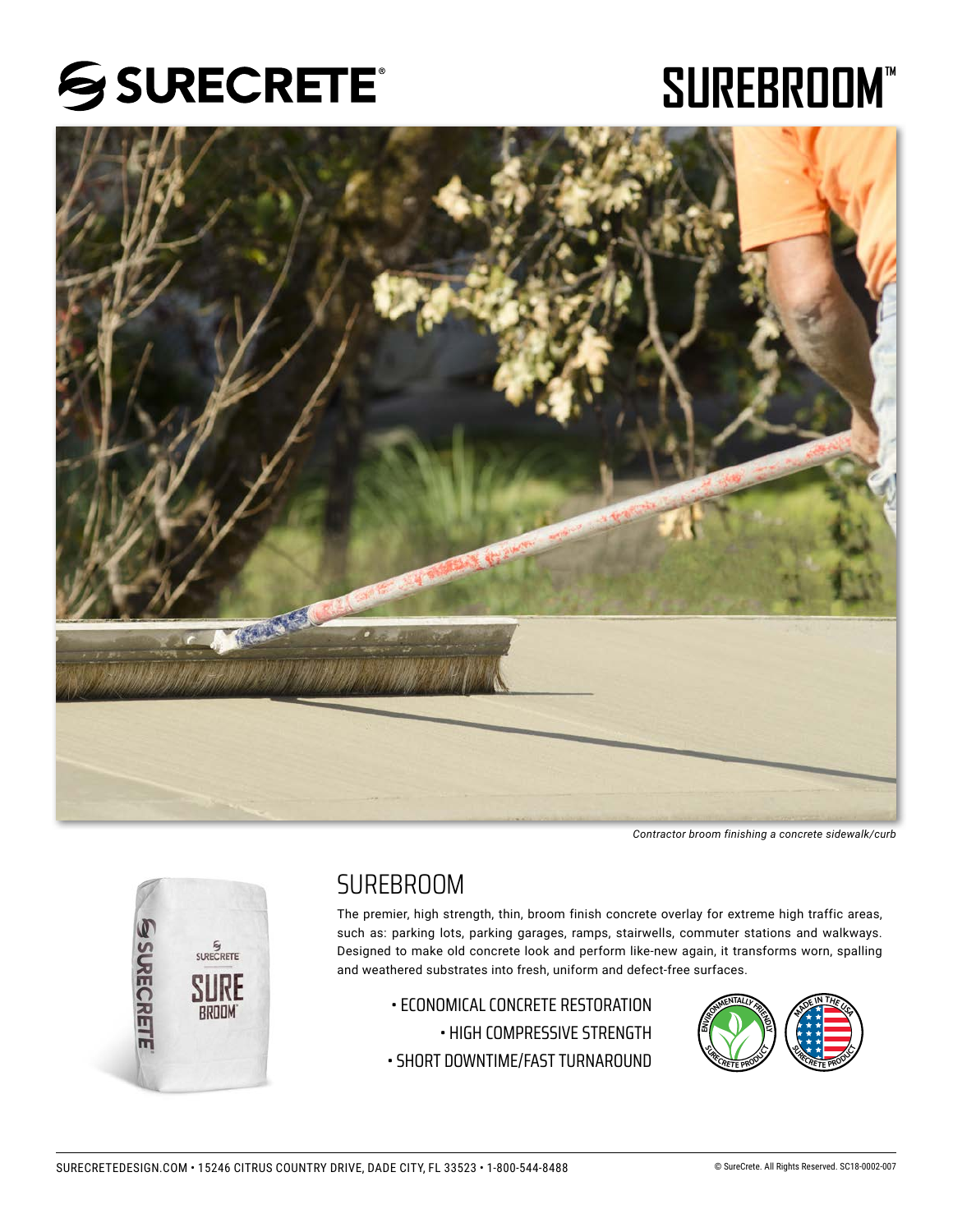# SURECRETE®

# SUREBROOM™

*Contractor broom finishing a concrete sidewalk/curb*

## SUREBROOM

The premier, high strength, thin, broom finish concrete overlay for extreme high traffic areas, such as: parking lots, parking garages, ramps, stairwells, commuter stations and walkways. Designed to make old concrete look and perform like-new again, it transforms worn, spalling and weathered substrates into fresh, uniform and defect-free surfaces.

- ECONOMICAL CONCRETE RESTORATION
- HIGH COMPRESSIVE STRENGTH
- SHORT DOWNTIME/FAST TURNAROUND

SURECRETEDESIGN.COM • 15246 CITRUS COUNTRY DRIVE, DADE CITY, FL 33523 • 1-800-544-8488

© SureCrete. All Rights Reserved. SC18-0002-007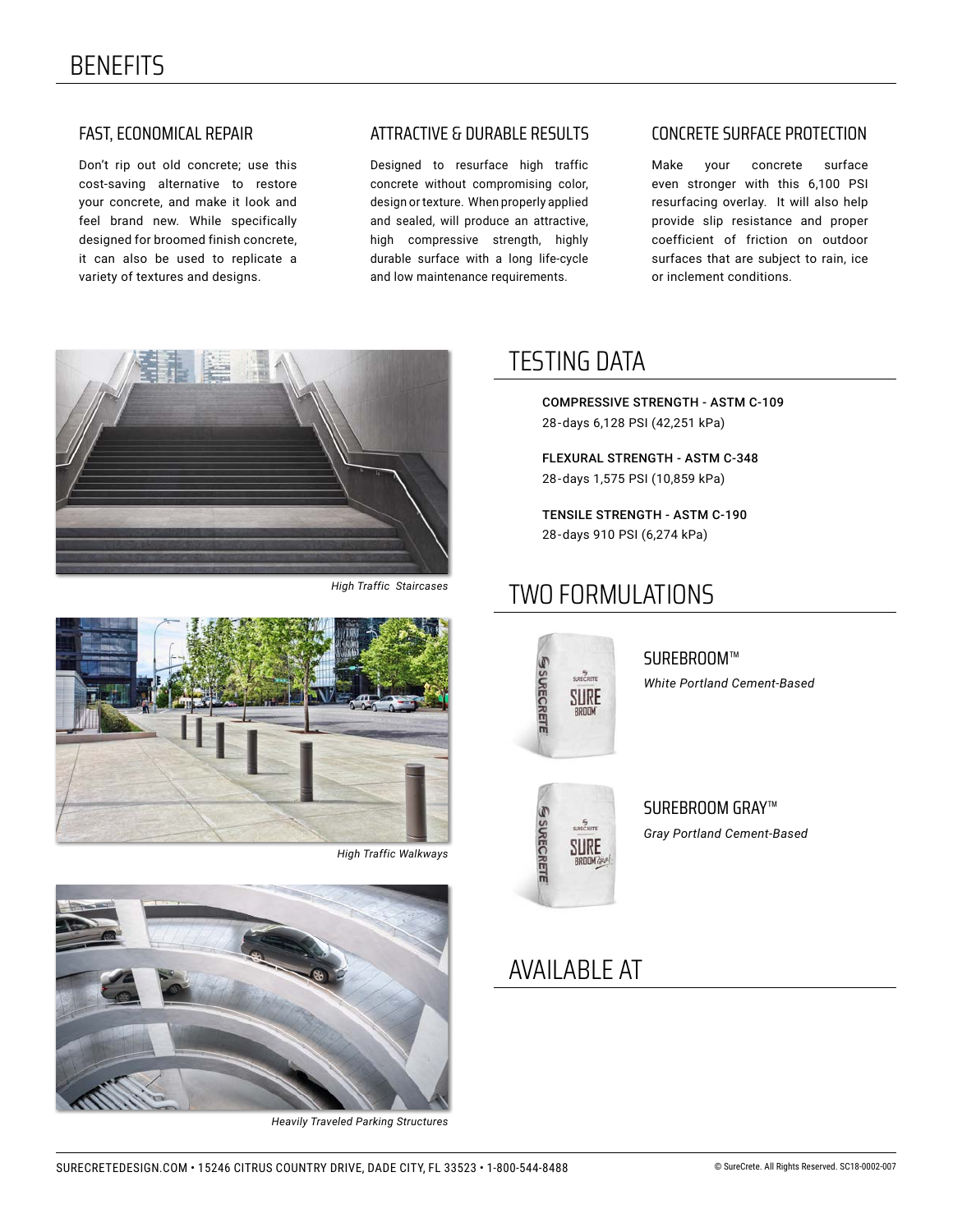# BENEFITS

### FAST, ECONOMICAL REPAIR

Don't rip out old concrete; use this cost-saving alternative to restore your concrete, and make it look and feel brand new. While specifically designed for broomed finish concrete, it can also be used to replicate a variety of textures and designs.

### ATTRACTIVE & DURABLE RESULTS

Designed to resurface high traffic concrete without compromising color, design or texture. When properly applied and sealed, will produce an attractive, high compressive strength, highly durable surface with a long life-cycle and low maintenance requirements.

### CONCRETE SURFACE PROTECTION

Make your concrete surface even stronger with this 6,100 PSI resurfacing overlay. It will also help provide slip resistance and proper coefficient of friction on outdoor surfaces that are subject to rain, ice or inclement conditions.

*High Traffic Staircases*

*High Traffic Walkways*

*Heavily Traveled Parking Structures*

## TESTING DATA

**COMPRESSIVE STRENGTH - ASTM C-109**
28-days 6,128 PSI (42,251 kPa)

**FLEXURAL STRENGTH - ASTM C-348**
28-days 1,575 PSI (10,859 kPa)

**TENSILE STRENGTH - ASTM C-190**
28-days 910 PSI (6,274 kPa)

## TWO FORMULATIONS

### SUREBROOM™
*White Portland Cement-Based*

### SUREBROOM GRAY™
*Gray Portland Cement-Based*

## AVAILABLE AT

SURECRETEDESIGN.COM • 15246 CITRUS COUNTRY DRIVE, DADE CITY, FL 33523 • 1-800-544-8488

© SureCrete. All Rights Reserved. SC18-0002-007